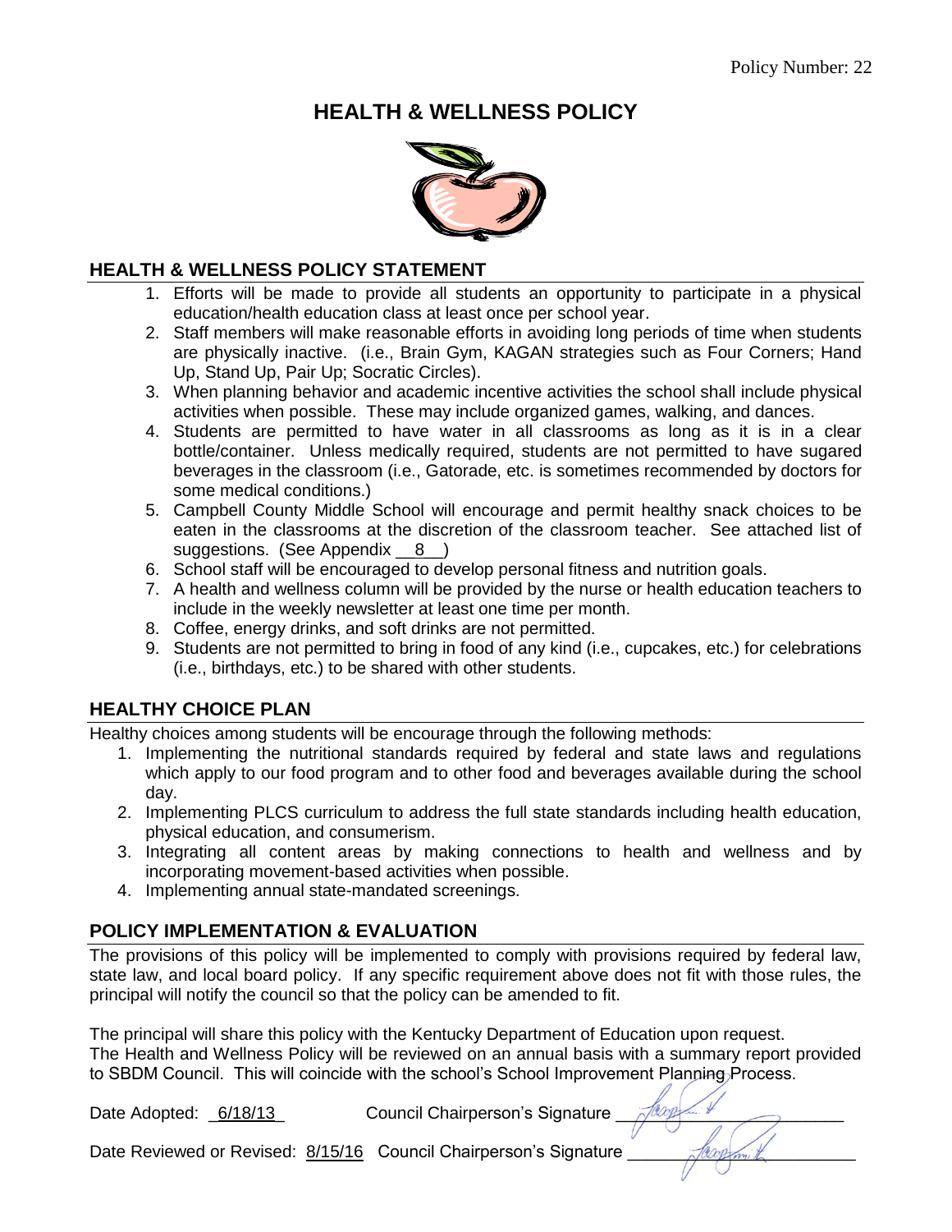Policy Number: 22

# HEALTH & WELLNESS POLICY

## HEALTH & WELLNESS POLICY STATEMENT

1. Efforts will be made to provide all students an opportunity to participate in a physical education/health education class at least once per school year.
2. Staff members will make reasonable efforts in avoiding long periods of time when students are physically inactive. (i.e., Brain Gym, KAGAN strategies such as Four Corners; Hand Up, Stand Up, Pair Up; Socratic Circles).
3. When planning behavior and academic incentive activities the school shall include physical activities when possible. These may include organized games, walking, and dances.
4. Students are permitted to have water in all classrooms as long as it is in a clear bottle/container. Unless medically required, students are not permitted to have sugared beverages in the classroom (i.e., Gatorade, etc. is sometimes recommended by doctors for some medical conditions.)
5. Campbell County Middle School will encourage and permit healthy snack choices to be eaten in the classrooms at the discretion of the classroom teacher. See attached list of suggestions. (See Appendix __8__)
6. School staff will be encouraged to develop personal fitness and nutrition goals.
7. A health and wellness column will be provided by the nurse or health education teachers to include in the weekly newsletter at least one time per month.
8. Coffee, energy drinks, and soft drinks are not permitted.
9. Students are not permitted to bring in food of any kind (i.e., cupcakes, etc.) for celebrations (i.e., birthdays, etc.) to be shared with other students.

## HEALTHY CHOICE PLAN

Healthy choices among students will be encourage through the following methods:

1. Implementing the nutritional standards required by federal and state laws and regulations which apply to our food program and to other food and beverages available during the school day.
2. Implementing PLCS curriculum to address the full state standards including health education, physical education, and consumerism.
3. Integrating all content areas by making connections to health and wellness and by incorporating movement-based activities when possible.
4. Implementing annual state-mandated screenings.

## POLICY IMPLEMENTATION & EVALUATION

The provisions of this policy will be implemented to comply with provisions required by federal law, state law, and local board policy. If any specific requirement above does not fit with those rules, the principal will notify the council so that the policy can be amended to fit.

The principal will share this policy with the Kentucky Department of Education upon request.
The Health and Wellness Policy will be reviewed on an annual basis with a summary report provided to SBDM Council. This will coincide with the school's School Improvement Planning Process.

Date Adopted: 6/18/13 Council Chairperson's Signature ____________________

Date Reviewed or Revised: 8/15/16 Council Chairperson's Signature ____________________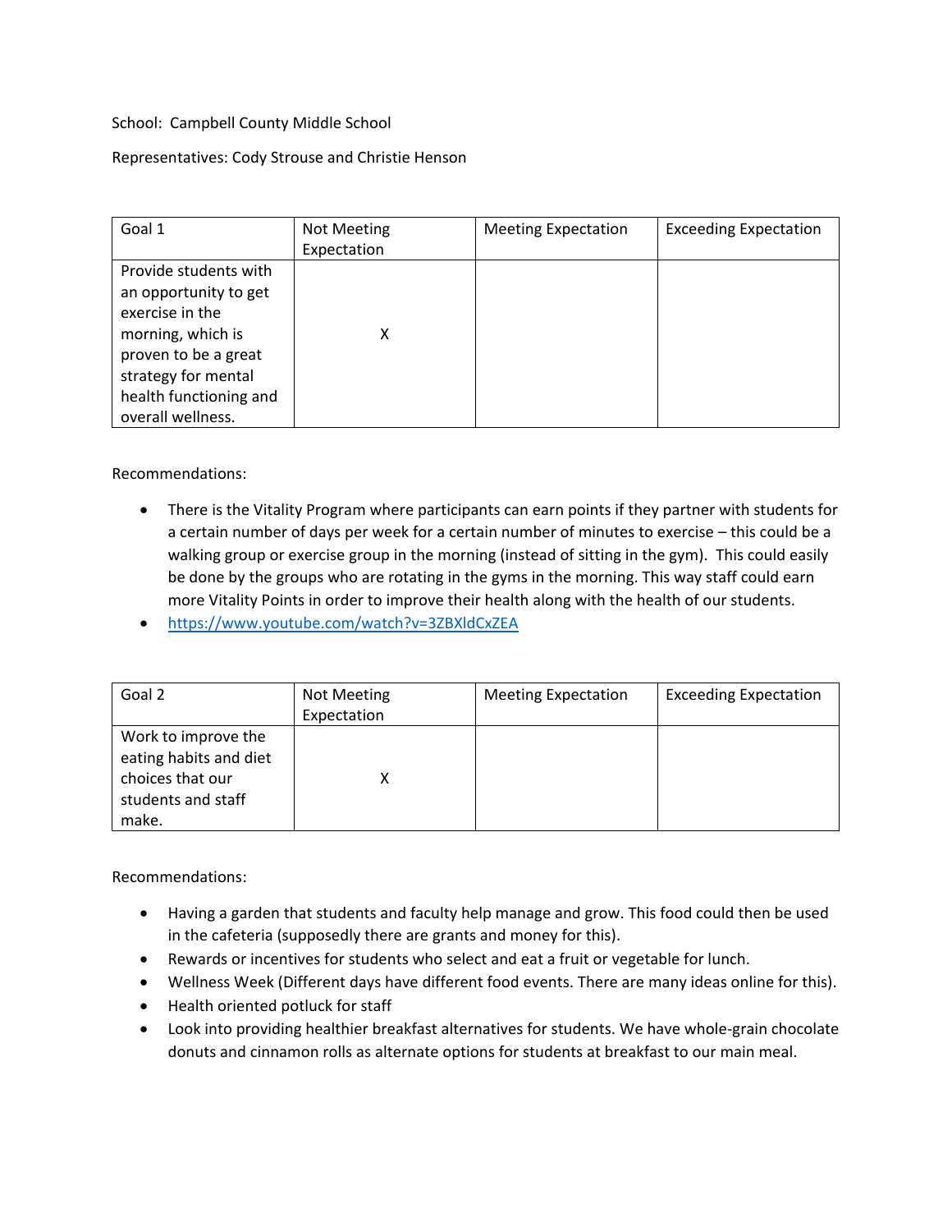School: Campbell County Middle School

Representatives: Cody Strouse and Christie Henson

| Goal 1 | Not Meeting Expectation | Meeting Expectation | Exceeding Expectation |
|---|---|---|---|
| Provide students with an opportunity to get exercise in the morning, which is proven to be a great strategy for mental health functioning and overall wellness. | X | | |

Recommendations:

- There is the Vitality Program where participants can earn points if they partner with students for a certain number of days per week for a certain number of minutes to exercise – this could be a walking group or exercise group in the morning (instead of sitting in the gym). This could easily be done by the groups who are rotating in the gyms in the morning. This way staff could earn more Vitality Points in order to improve their health along with the health of our students.
- https://www.youtube.com/watch?v=3ZBXldCxZEA

| Goal 2 | Not Meeting Expectation | Meeting Expectation | Exceeding Expectation |
|---|---|---|---|
| Work to improve the eating habits and diet choices that our students and staff make. | X | | |

Recommendations:

- Having a garden that students and faculty help manage and grow. This food could then be used in the cafeteria (supposedly there are grants and money for this).
- Rewards or incentives for students who select and eat a fruit or vegetable for lunch.
- Wellness Week (Different days have different food events. There are many ideas online for this).
- Health oriented potluck for staff
- Look into providing healthier breakfast alternatives for students. We have whole-grain chocolate donuts and cinnamon rolls as alternate options for students at breakfast to our main meal.